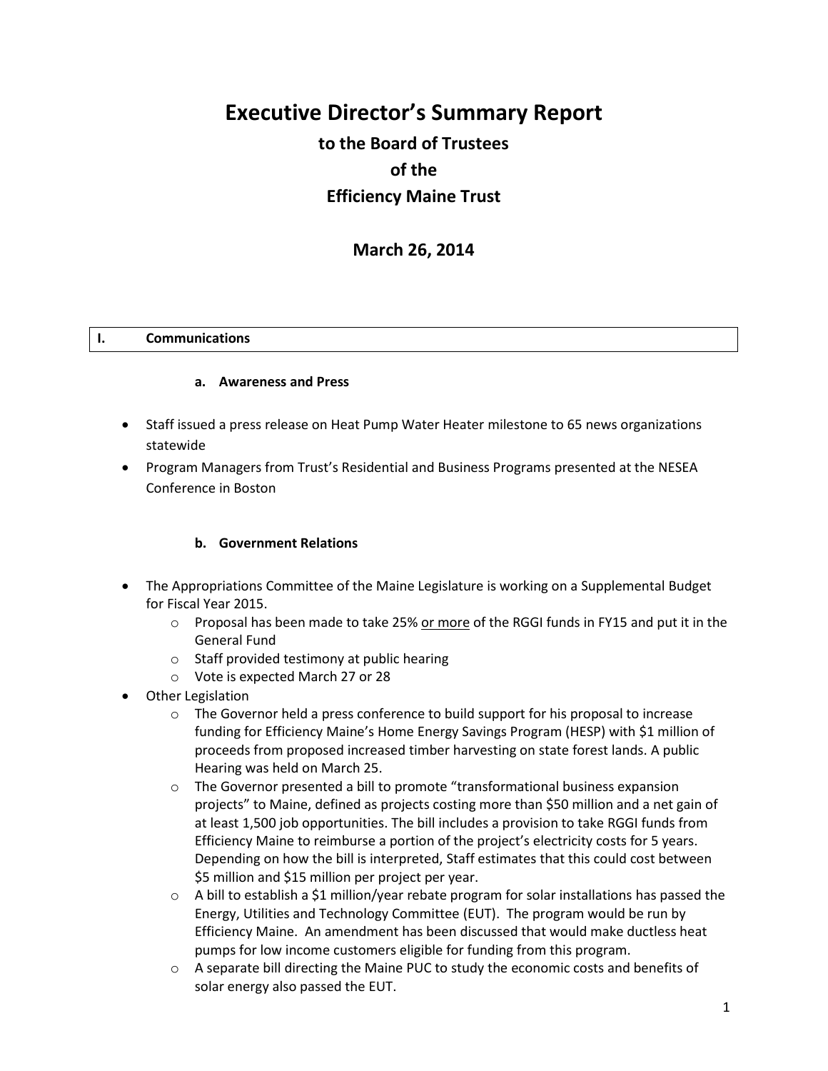# Executive Director's Summary Report

## to the Board of Trustees

## of the

## Efficiency Maine Trust

## March 26, 2014

## I. Communications

### a. Awareness and Press

- Staff issued a press release on Heat Pump Water Heater milestone to 65 news organizations statewide
- Program Managers from Trust's Residential and Business Programs presented at the NESEA Conference in Boston

### b. Government Relations

- The Appropriations Committee of the Maine Legislature is working on a Supplemental Budget for Fiscal Year 2015.
  - Proposal has been made to take 25% <u>or more</u> of the RGGI funds in FY15 and put it in the General Fund
  - Staff provided testimony at public hearing
  - Vote is expected March 27 or 28
- Other Legislation
  - The Governor held a press conference to build support for his proposal to increase funding for Efficiency Maine's Home Energy Savings Program (HESP) with $1 million of proceeds from proposed increased timber harvesting on state forest lands. A public Hearing was held on March 25.
  - The Governor presented a bill to promote "transformational business expansion projects" to Maine, defined as projects costing more than $50 million and a net gain of at least 1,500 job opportunities. The bill includes a provision to take RGGI funds from Efficiency Maine to reimburse a portion of the project's electricity costs for 5 years. Depending on how the bill is interpreted, Staff estimates that this could cost between $5 million and $15 million per project per year.
  - A bill to establish a $1 million/year rebate program for solar installations has passed the Energy, Utilities and Technology Committee (EUT). The program would be run by Efficiency Maine. An amendment has been discussed that would make ductless heat pumps for low income customers eligible for funding from this program.
  - A separate bill directing the Maine PUC to study the economic costs and benefits of solar energy also passed the EUT.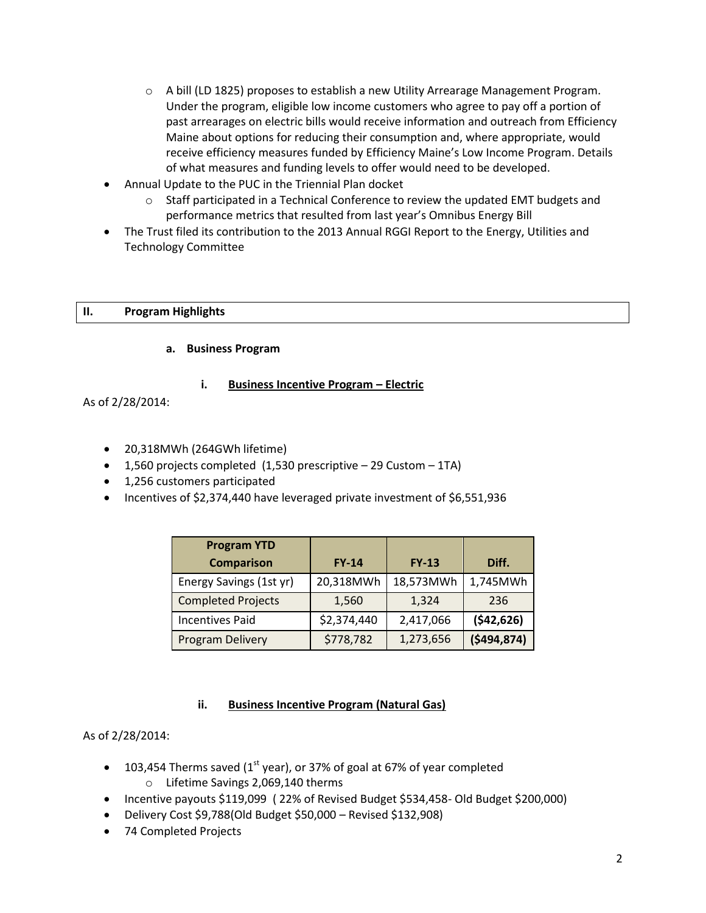- A bill (LD 1825) proposes to establish a new Utility Arrearage Management Program. Under the program, eligible low income customers who agree to pay off a portion of past arrearages on electric bills would receive information and outreach from Efficiency Maine about options for reducing their consumption and, where appropriate, would receive efficiency measures funded by Efficiency Maine's Low Income Program. Details of what measures and funding levels to offer would need to be developed.
- Annual Update to the PUC in the Triennial Plan docket
  - Staff participated in a Technical Conference to review the updated EMT budgets and performance metrics that resulted from last year's Omnibus Energy Bill
- The Trust filed its contribution to the 2013 Annual RGGI Report to the Energy, Utilities and Technology Committee

## II. Program Highlights

### a. Business Program

#### i. Business Incentive Program – Electric

As of 2/28/2014:

- 20,318MWh (264GWh lifetime)
- 1,560 projects completed (1,530 prescriptive – 29 Custom – 1TA)
- 1,256 customers participated
- Incentives of $2,374,440 have leveraged private investment of $6,551,936

| Program YTD Comparison | FY-14 | FY-13 | Diff. |
|---|---|---|---|
| Energy Savings (1st yr) | 20,318MWh | 18,573MWh | 1,745MWh |
| Completed Projects | 1,560 | 1,324 | 236 |
| Incentives Paid | $2,374,440 | 2,417,066 | **($42,626)** |
| Program Delivery | $778,782 | 1,273,656 | **($494,874)** |

#### ii. Business Incentive Program (Natural Gas)

As of 2/28/2014:

- 103,454 Therms saved (1st year), or 37% of goal at 67% of year completed
  - Lifetime Savings 2,069,140 therms
- Incentive payouts $119,099 ( 22% of Revised Budget $534,458- Old Budget $200,000)
- Delivery Cost $9,788(Old Budget $50,000 – Revised $132,908)
- 74 Completed Projects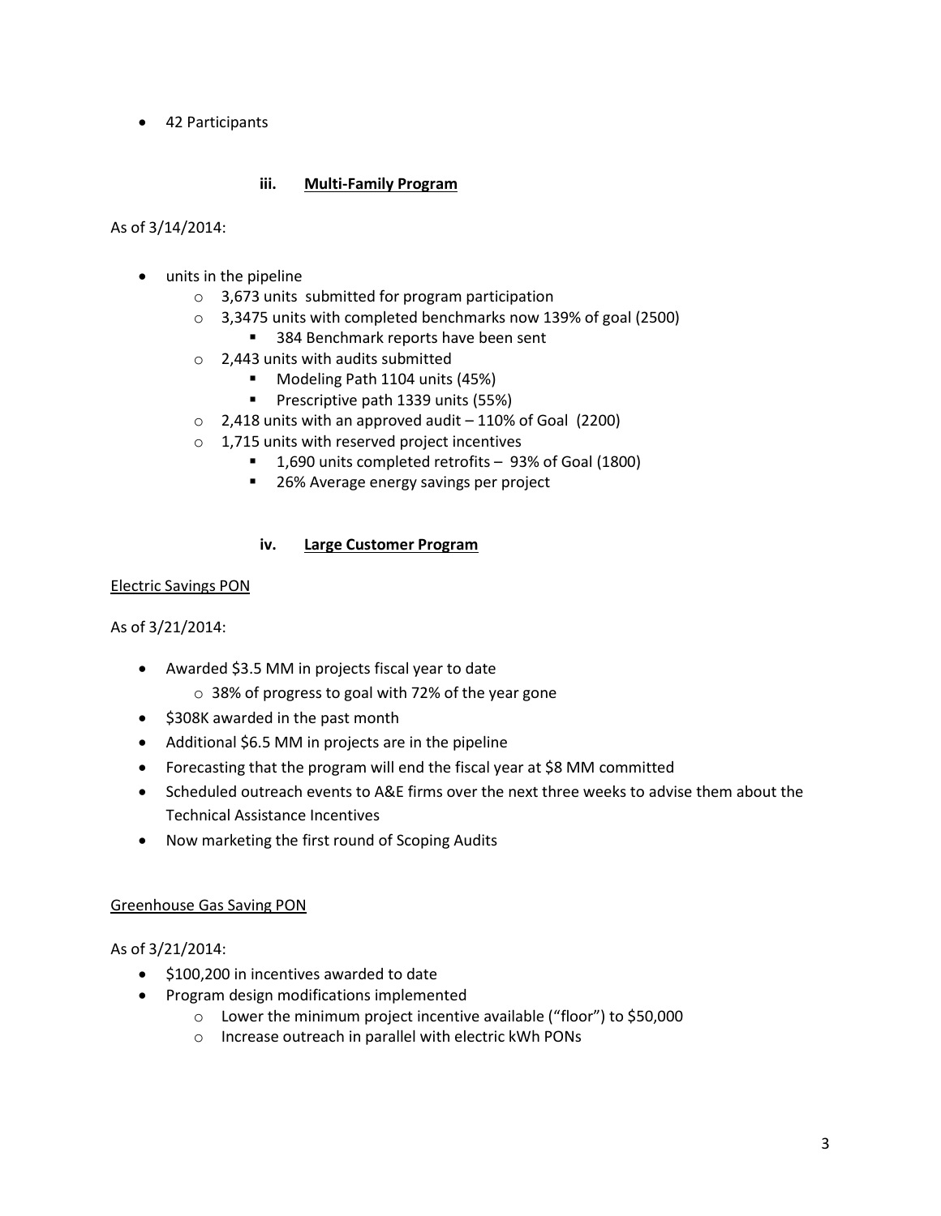- 42 Participants

### iii. Multi-Family Program

As of 3/14/2014:

- units in the pipeline
  - 3,673 units submitted for program participation
  - 3,3475 units with completed benchmarks now 139% of goal (2500)
    - 384 Benchmark reports have been sent
  - 2,443 units with audits submitted
    - Modeling Path 1104 units (45%)
    - Prescriptive path 1339 units (55%)
  - 2,418 units with an approved audit – 110% of Goal (2200)
  - 1,715 units with reserved project incentives
    - 1,690 units completed retrofits – 93% of Goal (1800)
    - 26% Average energy savings per project

### iv. Large Customer Program

Electric Savings PON

As of 3/21/2014:

- Awarded $3.5 MM in projects fiscal year to date
  - 38% of progress to goal with 72% of the year gone
- $308K awarded in the past month
- Additional $6.5 MM in projects are in the pipeline
- Forecasting that the program will end the fiscal year at $8 MM committed
- Scheduled outreach events to A&E firms over the next three weeks to advise them about the Technical Assistance Incentives
- Now marketing the first round of Scoping Audits

Greenhouse Gas Saving PON

As of 3/21/2014:

- $100,200 in incentives awarded to date
- Program design modifications implemented
  - Lower the minimum project incentive available ("floor") to $50,000
  - Increase outreach in parallel with electric kWh PONs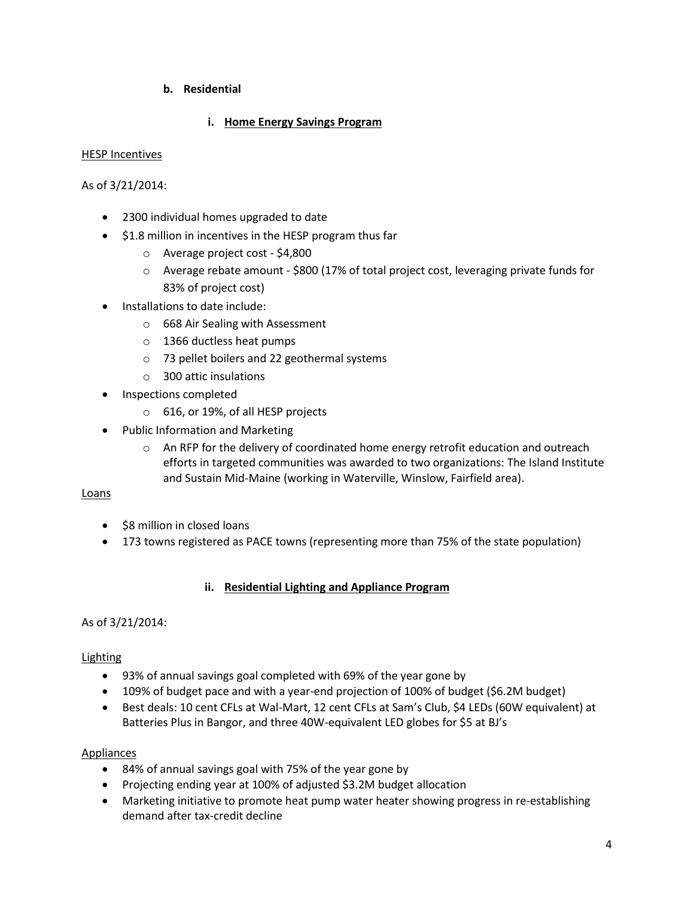### b. Residential

#### i. Home Energy Savings Program

HESP Incentives

As of 3/21/2014:

- 2300 individual homes upgraded to date
- $1.8 million in incentives in the HESP program thus far
  - Average project cost - $4,800
  - Average rebate amount - $800 (17% of total project cost, leveraging private funds for 83% of project cost)
- Installations to date include:
  - 668 Air Sealing with Assessment
  - 1366 ductless heat pumps
  - 73 pellet boilers and 22 geothermal systems
  - 300 attic insulations
- Inspections completed
  - 616, or 19%, of all HESP projects
- Public Information and Marketing
  - An RFP for the delivery of coordinated home energy retrofit education and outreach efforts in targeted communities was awarded to two organizations: The Island Institute and Sustain Mid-Maine (working in Waterville, Winslow, Fairfield area).

Loans

- $8 million in closed loans
- 173 towns registered as PACE towns (representing more than 75% of the state population)

#### ii. Residential Lighting and Appliance Program

As of 3/21/2014:

Lighting

- 93% of annual savings goal completed with 69% of the year gone by
- 109% of budget pace and with a year-end projection of 100% of budget ($6.2M budget)
- Best deals: 10 cent CFLs at Wal-Mart, 12 cent CFLs at Sam's Club, $4 LEDs (60W equivalent) at Batteries Plus in Bangor, and three 40W-equivalent LED globes for $5 at BJ's

Appliances

- 84% of annual savings goal with 75% of the year gone by
- Projecting ending year at 100% of adjusted $3.2M budget allocation
- Marketing initiative to promote heat pump water heater showing progress in re-establishing demand after tax-credit decline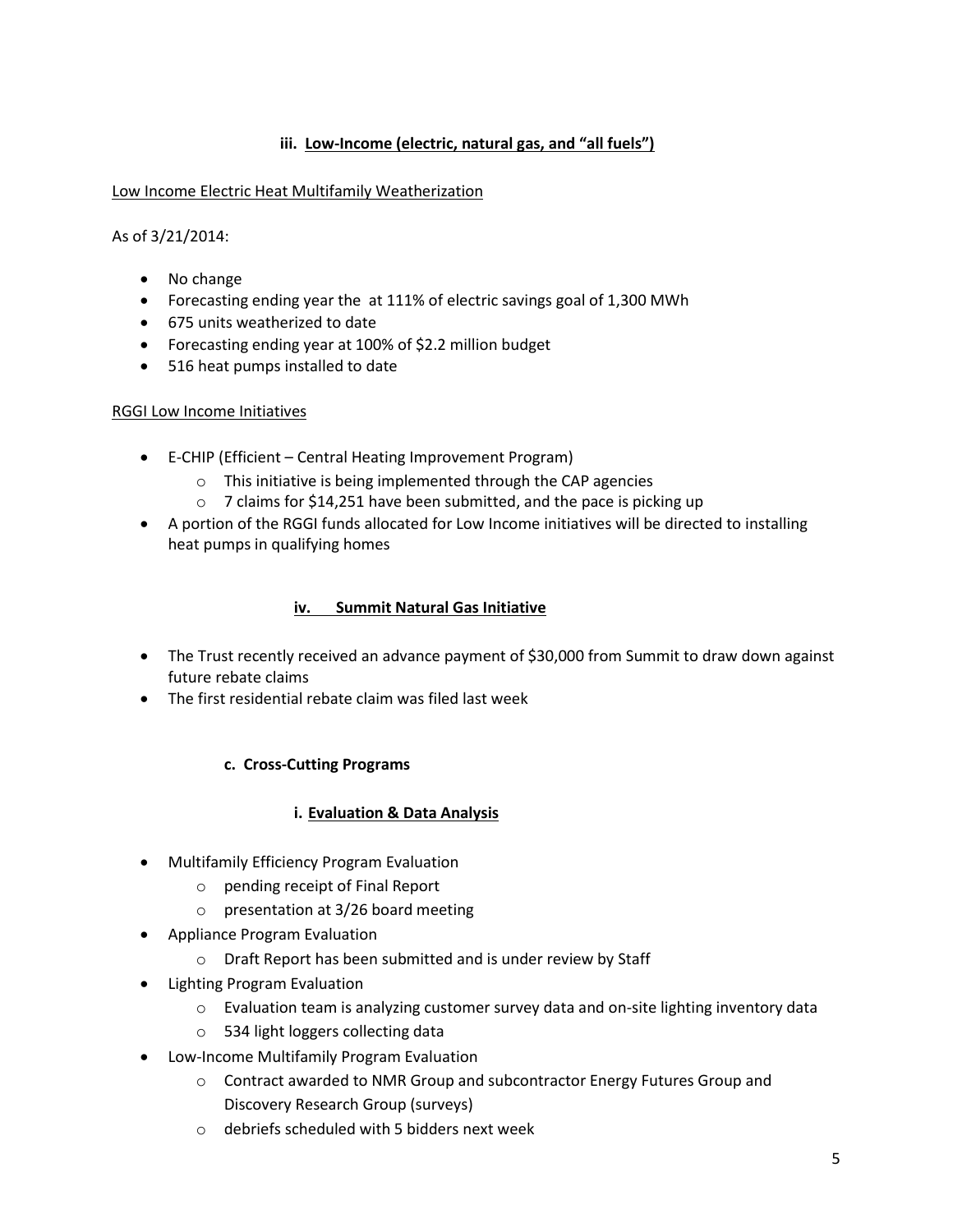### iii. Low-Income (electric, natural gas, and "all fuels")

Low Income Electric Heat Multifamily Weatherization

As of 3/21/2014:

- No change
- Forecasting ending year the at 111% of electric savings goal of 1,300 MWh
- 675 units weatherized to date
- Forecasting ending year at 100% of $2.2 million budget
- 516 heat pumps installed to date

RGGI Low Income Initiatives

- E-CHIP (Efficient – Central Heating Improvement Program)
  - This initiative is being implemented through the CAP agencies
  - 7 claims for $14,251 have been submitted, and the pace is picking up
- A portion of the RGGI funds allocated for Low Income initiatives will be directed to installing heat pumps in qualifying homes

### iv. Summit Natural Gas Initiative

- The Trust recently received an advance payment of $30,000 from Summit to draw down against future rebate claims
- The first residential rebate claim was filed last week

## c. Cross-Cutting Programs

### i. Evaluation & Data Analysis

- Multifamily Efficiency Program Evaluation
  - pending receipt of Final Report
  - presentation at 3/26 board meeting
- Appliance Program Evaluation
  - Draft Report has been submitted and is under review by Staff
- Lighting Program Evaluation
  - Evaluation team is analyzing customer survey data and on-site lighting inventory data
  - 534 light loggers collecting data
- Low-Income Multifamily Program Evaluation
  - Contract awarded to NMR Group and subcontractor Energy Futures Group and Discovery Research Group (surveys)
  - debriefs scheduled with 5 bidders next week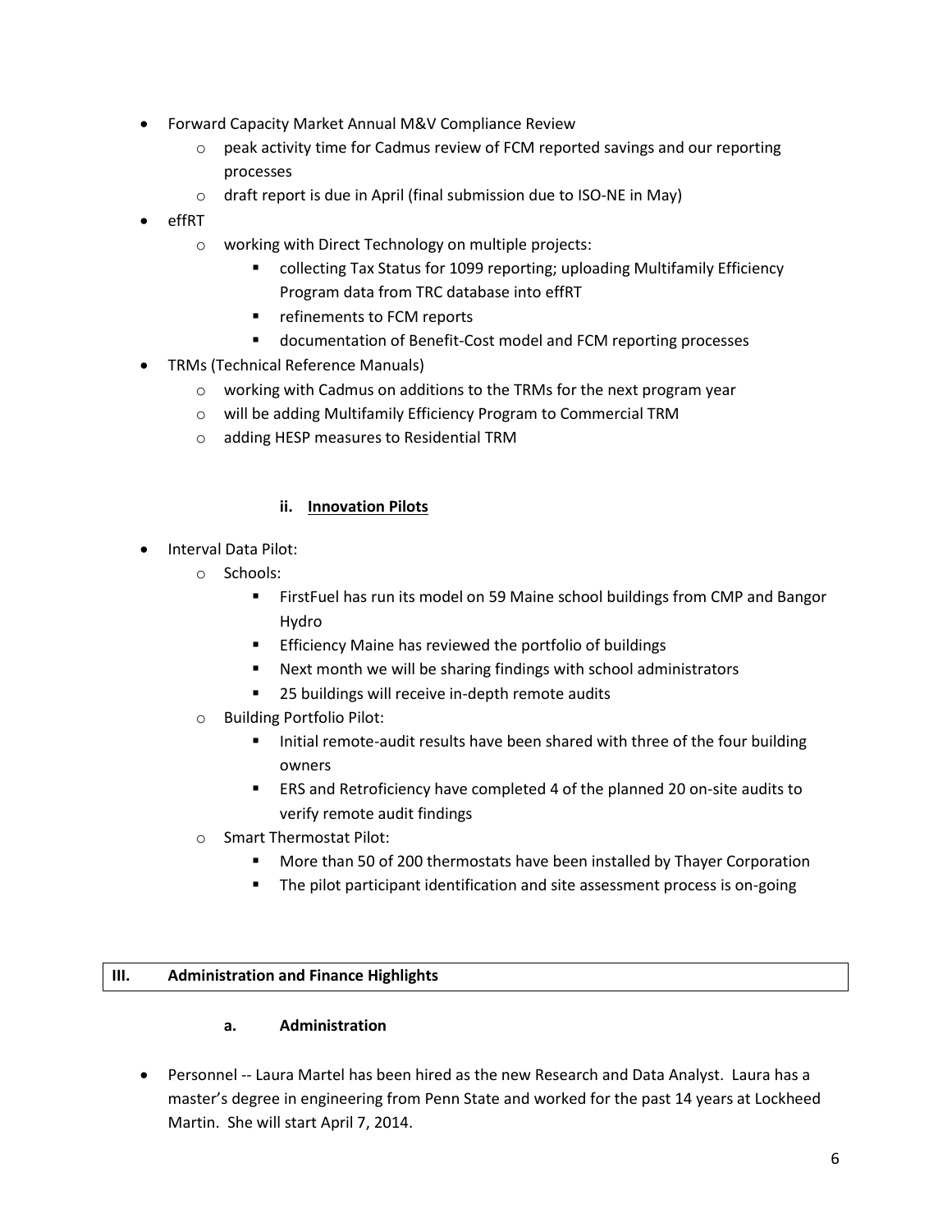- Forward Capacity Market Annual M&V Compliance Review
    - peak activity time for Cadmus review of FCM reported savings and our reporting processes
    - draft report is due in April (final submission due to ISO-NE in May)
- effRT
    - working with Direct Technology on multiple projects:
        - collecting Tax Status for 1099 reporting; uploading Multifamily Efficiency Program data from TRC database into effRT
        - refinements to FCM reports
        - documentation of Benefit-Cost model and FCM reporting processes
- TRMs (Technical Reference Manuals)
    - working with Cadmus on additions to the TRMs for the next program year
    - will be adding Multifamily Efficiency Program to Commercial TRM
    - adding HESP measures to Residential TRM

### ii. Innovation Pilots

- Interval Data Pilot:
    - Schools:
        - FirstFuel has run its model on 59 Maine school buildings from CMP and Bangor Hydro
        - Efficiency Maine has reviewed the portfolio of buildings
        - Next month we will be sharing findings with school administrators
        - 25 buildings will receive in-depth remote audits
    - Building Portfolio Pilot:
        - Initial remote-audit results have been shared with three of the four building owners
        - ERS and Retroficiency have completed 4 of the planned 20 on-site audits to verify remote audit findings
    - Smart Thermostat Pilot:
        - More than 50 of 200 thermostats have been installed by Thayer Corporation
        - The pilot participant identification and site assessment process is on-going

## III. Administration and Finance Highlights

### a. Administration

- Personnel -- Laura Martel has been hired as the new Research and Data Analyst. Laura has a master's degree in engineering from Penn State and worked for the past 14 years at Lockheed Martin. She will start April 7, 2014.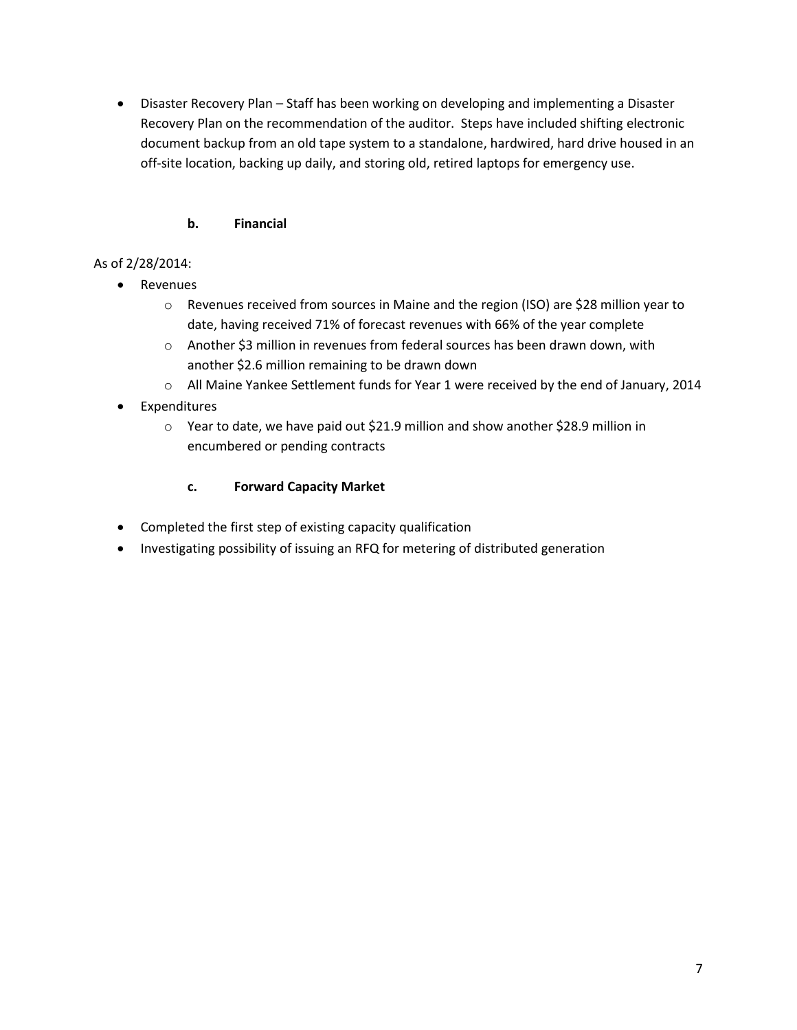- Disaster Recovery Plan – Staff has been working on developing and implementing a Disaster Recovery Plan on the recommendation of the auditor. Steps have included shifting electronic document backup from an old tape system to a standalone, hardwired, hard drive housed in an off-site location, backing up daily, and storing old, retired laptops for emergency use.

### b. Financial

As of 2/28/2014:

- Revenues
  - Revenues received from sources in Maine and the region (ISO) are $28 million year to date, having received 71% of forecast revenues with 66% of the year complete
  - Another $3 million in revenues from federal sources has been drawn down, with another $2.6 million remaining to be drawn down
  - All Maine Yankee Settlement funds for Year 1 were received by the end of January, 2014
- Expenditures
  - Year to date, we have paid out $21.9 million and show another $28.9 million in encumbered or pending contracts

### c. Forward Capacity Market

- Completed the first step of existing capacity qualification
- Investigating possibility of issuing an RFQ for metering of distributed generation